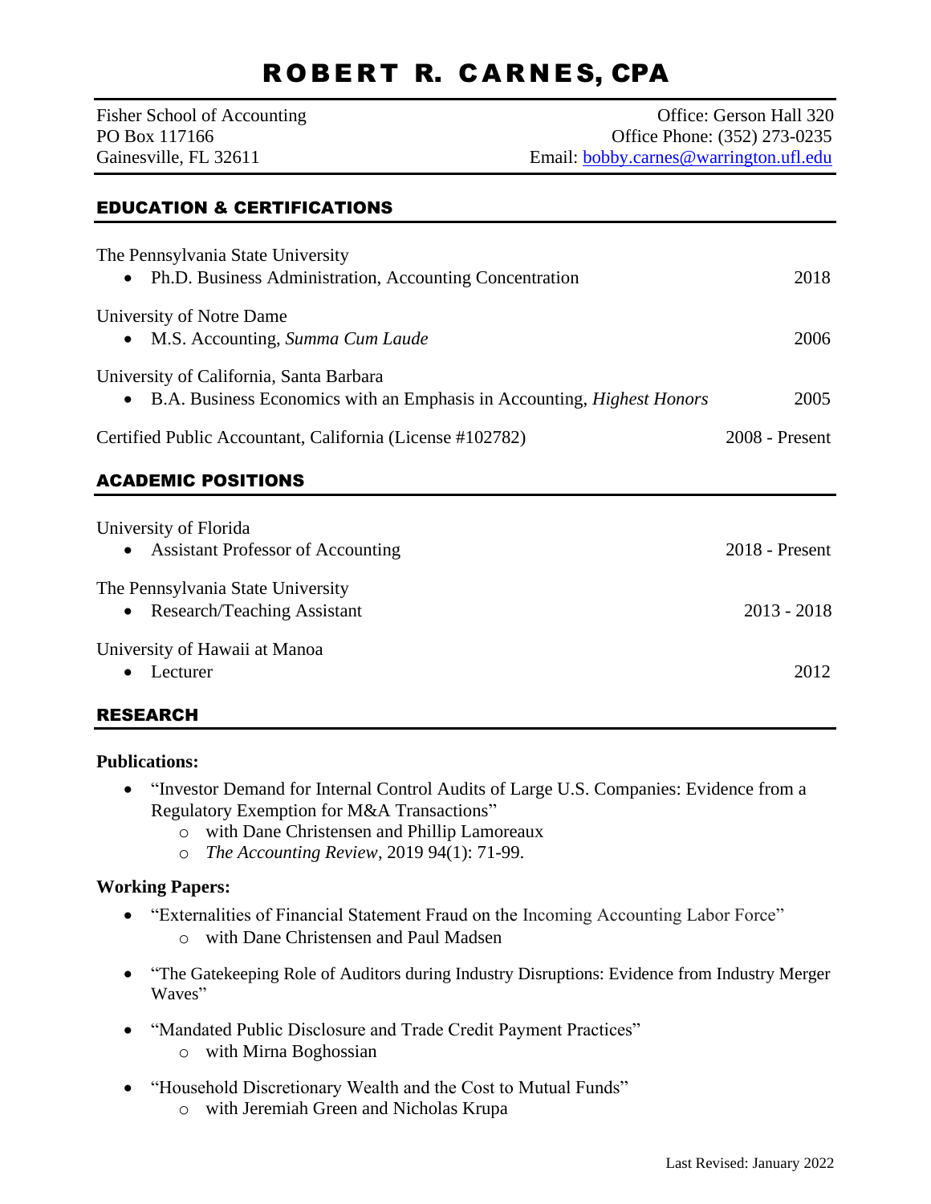# ROBERT R. CARNES, CPA

Fisher School of Accounting
PO Box 117166
Gainesville, FL 32611

Office: Gerson Hall 320
Office Phone: (352) 273-0235
Email: bobby.carnes@warrington.ufl.edu

## EDUCATION & CERTIFICATIONS

The Pennsylvania State University
- Ph.D. Business Administration, Accounting Concentration — 2018

University of Notre Dame
- M.S. Accounting, *Summa Cum Laude* — 2006

University of California, Santa Barbara
- B.A. Business Economics with an Emphasis in Accounting, *Highest Honors* — 2005

Certified Public Accountant, California (License #102782) — 2008 - Present

## ACADEMIC POSITIONS

University of Florida
- Assistant Professor of Accounting — 2018 - Present

The Pennsylvania State University
- Research/Teaching Assistant — 2013 - 2018

University of Hawaii at Manoa
- Lecturer — 2012

## RESEARCH

**Publications:**

- "Investor Demand for Internal Control Audits of Large U.S. Companies: Evidence from a Regulatory Exemption for M&A Transactions"
  - with Dane Christensen and Phillip Lamoreaux
  - *The Accounting Review*, 2019 94(1): 71-99.

**Working Papers:**

- "Externalities of Financial Statement Fraud on the Incoming Accounting Labor Force"
  - with Dane Christensen and Paul Madsen

- "The Gatekeeping Role of Auditors during Industry Disruptions: Evidence from Industry Merger Waves"

- "Mandated Public Disclosure and Trade Credit Payment Practices"
  - with Mirna Boghossian

- "Household Discretionary Wealth and the Cost to Mutual Funds"
  - with Jeremiah Green and Nicholas Krupa

Last Revised: January 2022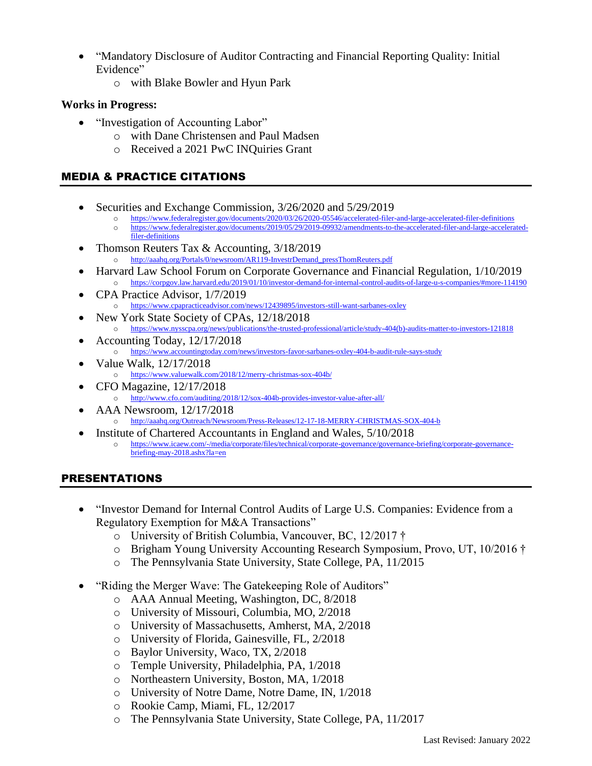- "Mandatory Disclosure of Auditor Contracting and Financial Reporting Quality: Initial Evidence"
  - with Blake Bowler and Hyun Park

**Works in Progress:**

- "Investigation of Accounting Labor"
  - with Dane Christensen and Paul Madsen
  - Received a 2021 PwC INQuiries Grant

## MEDIA & PRACTICE CITATIONS

- Securities and Exchange Commission, 3/26/2020 and 5/29/2019
  - https://www.federalregister.gov/documents/2020/03/26/2020-05546/accelerated-filer-and-large-accelerated-filer-definitions
  - https://www.federalregister.gov/documents/2019/05/29/2019-09932/amendments-to-the-accelerated-filer-and-large-accelerated-filer-definitions
- Thomson Reuters Tax & Accounting, 3/18/2019
  - http://aaahq.org/Portals/0/newsroom/AR119-InvestrDemand_pressThomReuters.pdf
- Harvard Law School Forum on Corporate Governance and Financial Regulation, 1/10/2019
  - https://corpgov.law.harvard.edu/2019/01/10/investor-demand-for-internal-control-audits-of-large-u-s-companies/#more-114190
- CPA Practice Advisor, 1/7/2019
  - https://www.cpapracticeadvisor.com/news/12439895/investors-still-want-sarbanes-oxley
- New York State Society of CPAs, 12/18/2018
  - https://www.nysscpa.org/news/publications/the-trusted-professional/article/study-404(b)-audits-matter-to-investors-121818
- Accounting Today, 12/17/2018
  - https://www.accountingtoday.com/news/investors-favor-sarbanes-oxley-404-b-audit-rule-says-study
- Value Walk, 12/17/2018
  - https://www.valuewalk.com/2018/12/merry-christmas-sox-404b/
- CFO Magazine, 12/17/2018
  - http://www.cfo.com/auditing/2018/12/sox-404b-provides-investor-value-after-all/
- AAA Newsroom, 12/17/2018
  - http://aaahq.org/Outreach/Newsroom/Press-Releases/12-17-18-MERRY-CHRISTMAS-SOX-404-b
- Institute of Chartered Accountants in England and Wales, 5/10/2018
  - https://www.icaew.com/-/media/corporate/files/technical/corporate-governance/governance-briefing/corporate-governance-briefing-may-2018.ashx?la=en

## PRESENTATIONS

- "Investor Demand for Internal Control Audits of Large U.S. Companies: Evidence from a Regulatory Exemption for M&A Transactions"
  - University of British Columbia, Vancouver, BC, 12/2017 †
  - Brigham Young University Accounting Research Symposium, Provo, UT, 10/2016 †
  - The Pennsylvania State University, State College, PA, 11/2015

- "Riding the Merger Wave: The Gatekeeping Role of Auditors"
  - AAA Annual Meeting, Washington, DC, 8/2018
  - University of Missouri, Columbia, MO, 2/2018
  - University of Massachusetts, Amherst, MA, 2/2018
  - University of Florida, Gainesville, FL, 2/2018
  - Baylor University, Waco, TX, 2/2018
  - Temple University, Philadelphia, PA, 1/2018
  - Northeastern University, Boston, MA, 1/2018
  - University of Notre Dame, Notre Dame, IN, 1/2018
  - Rookie Camp, Miami, FL, 12/2017
  - The Pennsylvania State University, State College, PA, 11/2017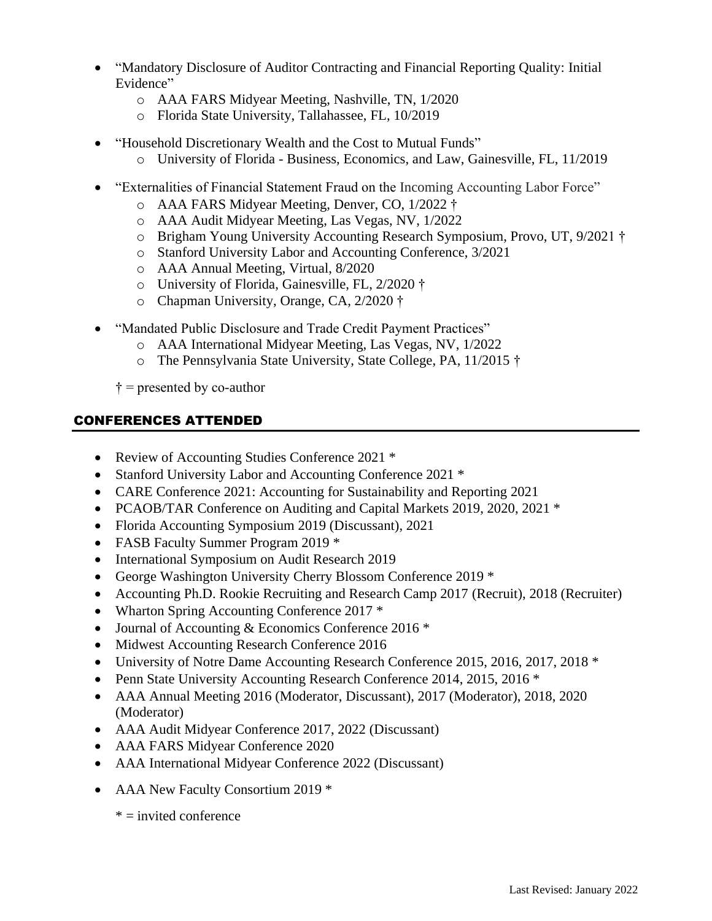- "Mandatory Disclosure of Auditor Contracting and Financial Reporting Quality: Initial Evidence"
  - AAA FARS Midyear Meeting, Nashville, TN, 1/2020
  - Florida State University, Tallahassee, FL, 10/2019
- "Household Discretionary Wealth and the Cost to Mutual Funds"
  - University of Florida - Business, Economics, and Law, Gainesville, FL, 11/2019
- "Externalities of Financial Statement Fraud on the Incoming Accounting Labor Force"
  - AAA FARS Midyear Meeting, Denver, CO, 1/2022 †
  - AAA Audit Midyear Meeting, Las Vegas, NV, 1/2022
  - Brigham Young University Accounting Research Symposium, Provo, UT, 9/2021 †
  - Stanford University Labor and Accounting Conference, 3/2021
  - AAA Annual Meeting, Virtual, 8/2020
  - University of Florida, Gainesville, FL, 2/2020 †
  - Chapman University, Orange, CA, 2/2020 †
- "Mandated Public Disclosure and Trade Credit Payment Practices"
  - AAA International Midyear Meeting, Las Vegas, NV, 1/2022
  - The Pennsylvania State University, State College, PA, 11/2015 †

† = presented by co-author

## CONFERENCES ATTENDED

- Review of Accounting Studies Conference 2021 *
- Stanford University Labor and Accounting Conference 2021 *
- CARE Conference 2021: Accounting for Sustainability and Reporting 2021
- PCAOB/TAR Conference on Auditing and Capital Markets 2019, 2020, 2021 *
- Florida Accounting Symposium 2019 (Discussant), 2021
- FASB Faculty Summer Program 2019 *
- International Symposium on Audit Research 2019
- George Washington University Cherry Blossom Conference 2019 *
- Accounting Ph.D. Rookie Recruiting and Research Camp 2017 (Recruit), 2018 (Recruiter)
- Wharton Spring Accounting Conference 2017 *
- Journal of Accounting & Economics Conference 2016 *
- Midwest Accounting Research Conference 2016
- University of Notre Dame Accounting Research Conference 2015, 2016, 2017, 2018 *
- Penn State University Accounting Research Conference 2014, 2015, 2016 *
- AAA Annual Meeting 2016 (Moderator, Discussant), 2017 (Moderator), 2018, 2020 (Moderator)
- AAA Audit Midyear Conference 2017, 2022 (Discussant)
- AAA FARS Midyear Conference 2020
- AAA International Midyear Conference 2022 (Discussant)
- AAA New Faculty Consortium 2019 *

* = invited conference

Last Revised: January 2022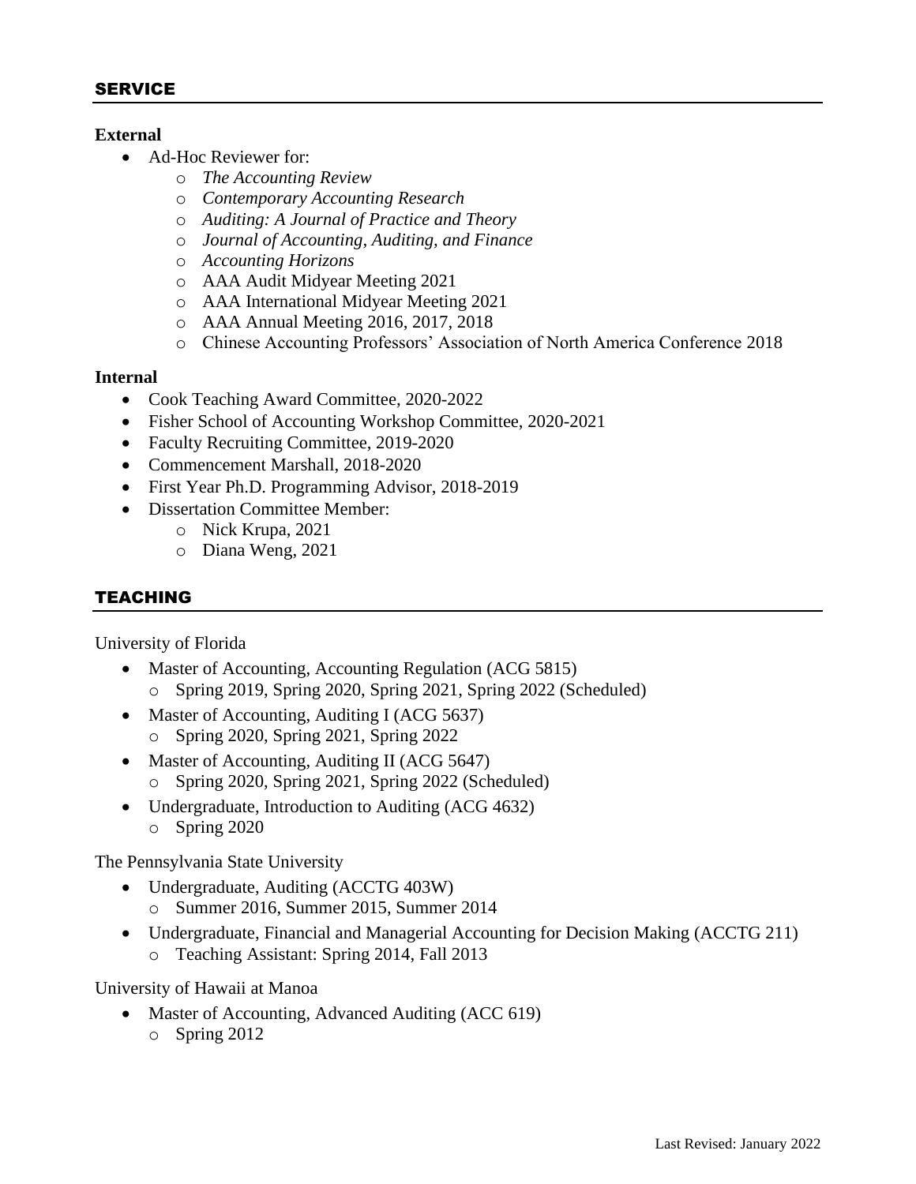## SERVICE

**External**

- Ad-Hoc Reviewer for:
  - *The Accounting Review*
  - *Contemporary Accounting Research*
  - *Auditing: A Journal of Practice and Theory*
  - *Journal of Accounting, Auditing, and Finance*
  - *Accounting Horizons*
  - AAA Audit Midyear Meeting 2021
  - AAA International Midyear Meeting 2021
  - AAA Annual Meeting 2016, 2017, 2018
  - Chinese Accounting Professors' Association of North America Conference 2018

**Internal**

- Cook Teaching Award Committee, 2020-2022
- Fisher School of Accounting Workshop Committee, 2020-2021
- Faculty Recruiting Committee, 2019-2020
- Commencement Marshall, 2018-2020
- First Year Ph.D. Programming Advisor, 2018-2019
- Dissertation Committee Member:
  - Nick Krupa, 2021
  - Diana Weng, 2021

## TEACHING

University of Florida

- Master of Accounting, Accounting Regulation (ACG 5815)
  - Spring 2019, Spring 2020, Spring 2021, Spring 2022 (Scheduled)
- Master of Accounting, Auditing I (ACG 5637)
  - Spring 2020, Spring 2021, Spring 2022
- Master of Accounting, Auditing II (ACG 5647)
  - Spring 2020, Spring 2021, Spring 2022 (Scheduled)
- Undergraduate, Introduction to Auditing (ACG 4632)
  - Spring 2020

The Pennsylvania State University

- Undergraduate, Auditing (ACCTG 403W)
  - Summer 2016, Summer 2015, Summer 2014
- Undergraduate, Financial and Managerial Accounting for Decision Making (ACCTG 211)
  - Teaching Assistant: Spring 2014, Fall 2013

University of Hawaii at Manoa

- Master of Accounting, Advanced Auditing (ACC 619)
  - Spring 2012

Last Revised: January 2022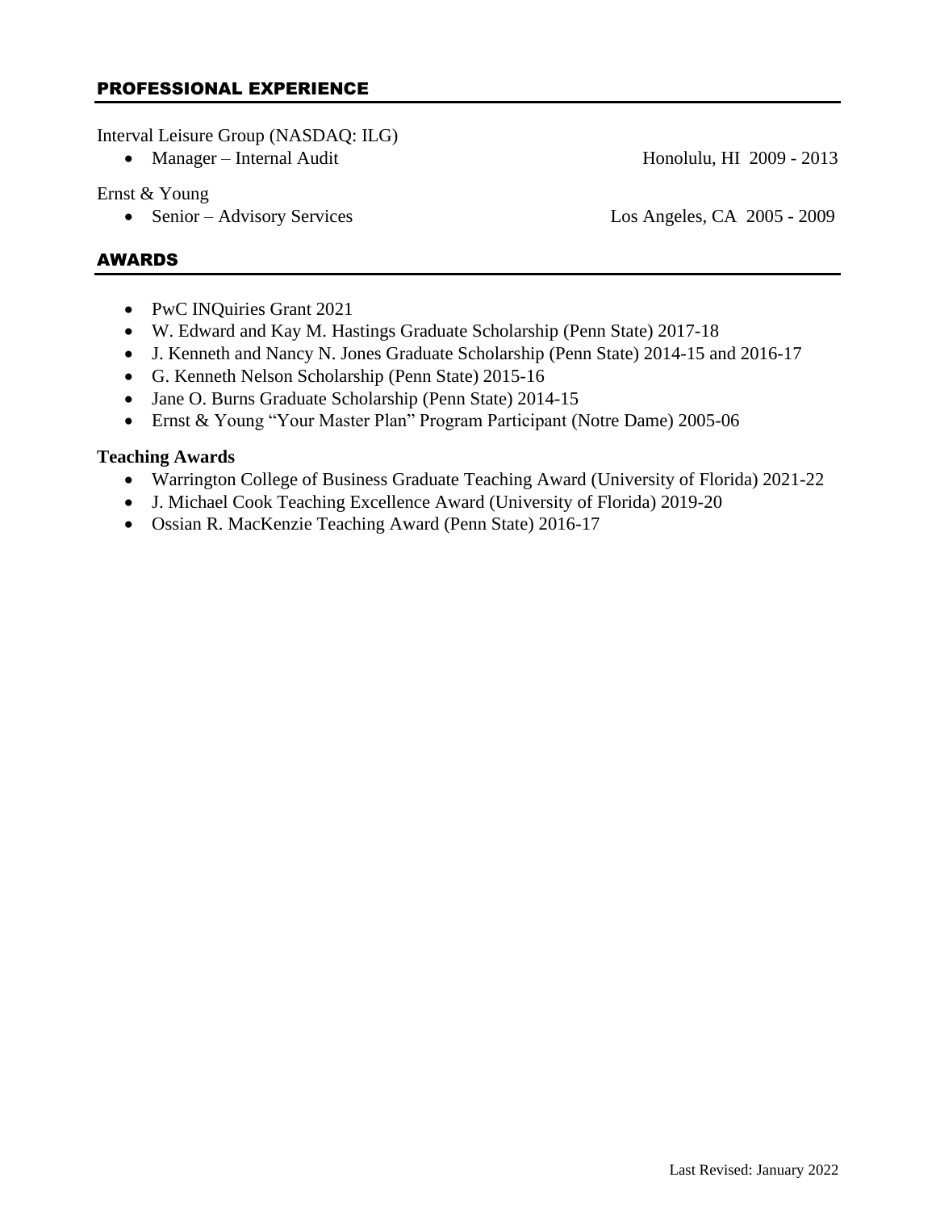## PROFESSIONAL EXPERIENCE

Interval Leisure Group (NASDAQ: ILG)

- Manager – Internal Audit — Honolulu, HI 2009 - 2013

Ernst & Young

- Senior – Advisory Services — Los Angeles, CA 2005 - 2009

## AWARDS

- PwC INQuiries Grant 2021
- W. Edward and Kay M. Hastings Graduate Scholarship (Penn State) 2017-18
- J. Kenneth and Nancy N. Jones Graduate Scholarship (Penn State) 2014-15 and 2016-17
- G. Kenneth Nelson Scholarship (Penn State) 2015-16
- Jane O. Burns Graduate Scholarship (Penn State) 2014-15
- Ernst & Young "Your Master Plan" Program Participant (Notre Dame) 2005-06

**Teaching Awards**

- Warrington College of Business Graduate Teaching Award (University of Florida) 2021-22
- J. Michael Cook Teaching Excellence Award (University of Florida) 2019-20
- Ossian R. MacKenzie Teaching Award (Penn State) 2016-17

Last Revised: January 2022